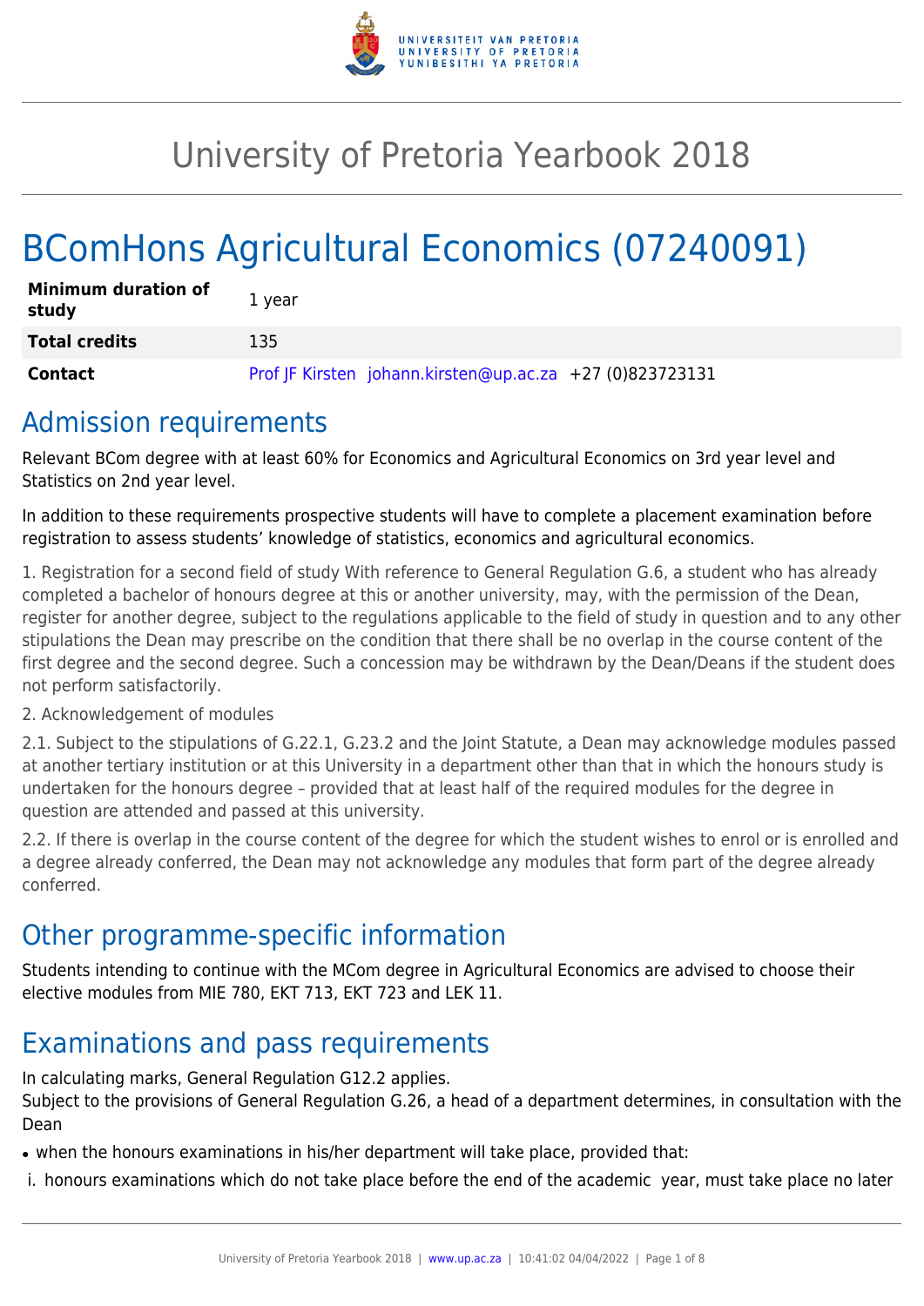# University of Pretoria Yearbook 2018

# BComHons Agricultural Economics (07240091)

| | |
|---|---|
| **Minimum duration of study** | 1 year |
| **Total credits** | 135 |
| **Contact** | Prof JF Kirsten johann.kirsten@up.ac.za +27 (0)823723131 |

## Admission requirements

Relevant BCom degree with at least 60% for Economics and Agricultural Economics on 3rd year level and Statistics on 2nd year level.

In addition to these requirements prospective students will have to complete a placement examination before registration to assess students' knowledge of statistics, economics and agricultural economics.

1. Registration for a second field of study With reference to General Regulation G.6, a student who has already completed a bachelor of honours degree at this or another university, may, with the permission of the Dean, register for another degree, subject to the regulations applicable to the field of study in question and to any other stipulations the Dean may prescribe on the condition that there shall be no overlap in the course content of the first degree and the second degree. Such a concession may be withdrawn by the Dean/Deans if the student does not perform satisfactorily.

2. Acknowledgement of modules

2.1. Subject to the stipulations of G.22.1, G.23.2 and the Joint Statute, a Dean may acknowledge modules passed at another tertiary institution or at this University in a department other than that in which the honours study is undertaken for the honours degree – provided that at least half of the required modules for the degree in question are attended and passed at this university.

2.2. If there is overlap in the course content of the degree for which the student wishes to enrol or is enrolled and a degree already conferred, the Dean may not acknowledge any modules that form part of the degree already conferred.

## Other programme-specific information

Students intending to continue with the MCom degree in Agricultural Economics are advised to choose their elective modules from MIE 780, EKT 713, EKT 723 and LEK 11.

## Examinations and pass requirements

In calculating marks, General Regulation G12.2 applies.
Subject to the provisions of General Regulation G.26, a head of a department determines, in consultation with the Dean

- when the honours examinations in his/her department will take place, provided that:

i. honours examinations which do not take place before the end of the academic year, must take place no later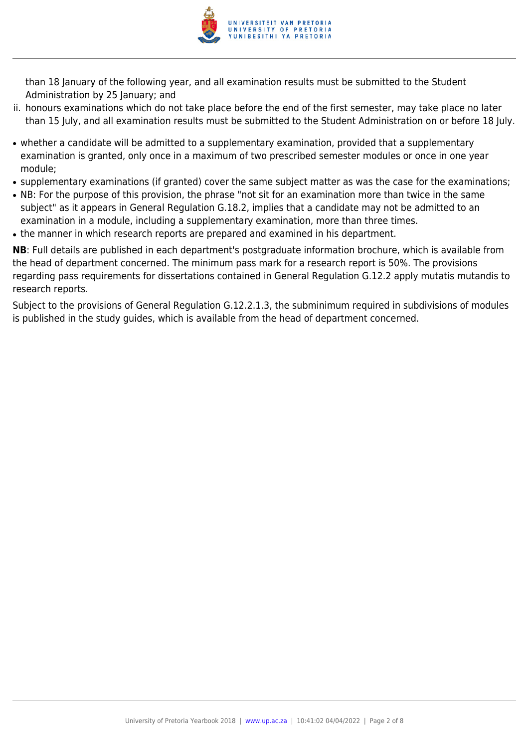than 18 January of the following year, and all examination results must be submitted to the Student Administration by 25 January; and

ii. honours examinations which do not take place before the end of the first semester, may take place no later than 15 July, and all examination results must be submitted to the Student Administration on or before 18 July.

- whether a candidate will be admitted to a supplementary examination, provided that a supplementary examination is granted, only once in a maximum of two prescribed semester modules or once in one year module;
- supplementary examinations (if granted) cover the same subject matter as was the case for the examinations;
- NB: For the purpose of this provision, the phrase "not sit for an examination more than twice in the same subject" as it appears in General Regulation G.18.2, implies that a candidate may not be admitted to an examination in a module, including a supplementary examination, more than three times.
- the manner in which research reports are prepared and examined in his department.

**NB**: Full details are published in each department's postgraduate information brochure, which is available from the head of department concerned. The minimum pass mark for a research report is 50%. The provisions regarding pass requirements for dissertations contained in General Regulation G.12.2 apply mutatis mutandis to research reports.

Subject to the provisions of General Regulation G.12.2.1.3, the subminimum required in subdivisions of modules is published in the study guides, which is available from the head of department concerned.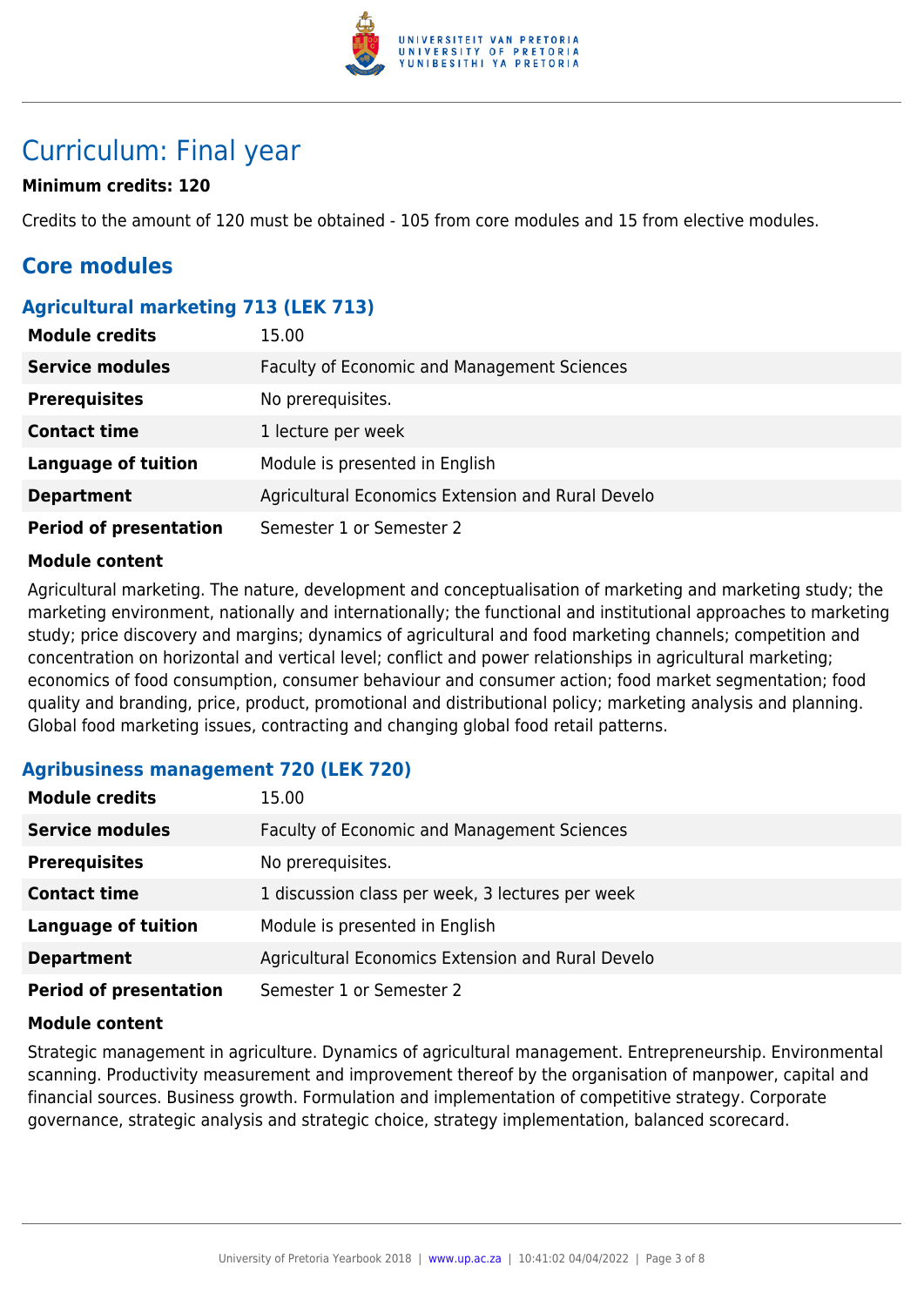# Curriculum: Final year

**Minimum credits: 120**

Credits to the amount of 120 must be obtained - 105 from core modules and 15 from elective modules.

## Core modules

### Agricultural marketing 713 (LEK 713)

| | |
|---|---|
| **Module credits** | 15.00 |
| **Service modules** | Faculty of Economic and Management Sciences |
| **Prerequisites** | No prerequisites. |
| **Contact time** | 1 lecture per week |
| **Language of tuition** | Module is presented in English |
| **Department** | Agricultural Economics Extension and Rural Develo |
| **Period of presentation** | Semester 1 or Semester 2 |

**Module content**

Agricultural marketing. The nature, development and conceptualisation of marketing and marketing study; the marketing environment, nationally and internationally; the functional and institutional approaches to marketing study; price discovery and margins; dynamics of agricultural and food marketing channels; competition and concentration on horizontal and vertical level; conflict and power relationships in agricultural marketing; economics of food consumption, consumer behaviour and consumer action; food market segmentation; food quality and branding, price, product, promotional and distributional policy; marketing analysis and planning. Global food marketing issues, contracting and changing global food retail patterns.

### Agribusiness management 720 (LEK 720)

| | |
|---|---|
| **Module credits** | 15.00 |
| **Service modules** | Faculty of Economic and Management Sciences |
| **Prerequisites** | No prerequisites. |
| **Contact time** | 1 discussion class per week, 3 lectures per week |
| **Language of tuition** | Module is presented in English |
| **Department** | Agricultural Economics Extension and Rural Develo |
| **Period of presentation** | Semester 1 or Semester 2 |

**Module content**

Strategic management in agriculture. Dynamics of agricultural management. Entrepreneurship. Environmental scanning. Productivity measurement and improvement thereof by the organisation of manpower, capital and financial sources. Business growth. Formulation and implementation of competitive strategy. Corporate governance, strategic analysis and strategic choice, strategy implementation, balanced scorecard.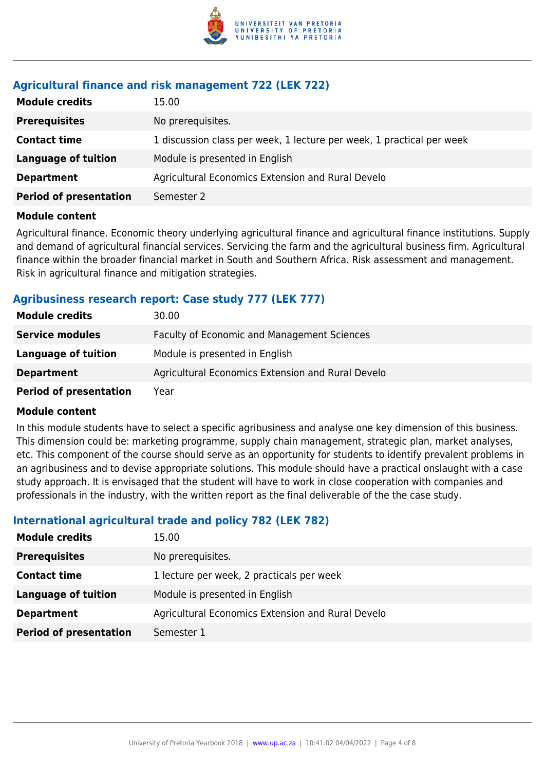### Agricultural finance and risk management 722 (LEK 722)

| | |
|---|---|
| **Module credits** | 15.00 |
| **Prerequisites** | No prerequisites. |
| **Contact time** | 1 discussion class per week, 1 lecture per week, 1 practical per week |
| **Language of tuition** | Module is presented in English |
| **Department** | Agricultural Economics Extension and Rural Develo |
| **Period of presentation** | Semester 2 |

**Module content**

Agricultural finance. Economic theory underlying agricultural finance and agricultural finance institutions. Supply and demand of agricultural financial services. Servicing the farm and the agricultural business firm. Agricultural finance within the broader financial market in South and Southern Africa. Risk assessment and management. Risk in agricultural finance and mitigation strategies.

### Agribusiness research report: Case study 777 (LEK 777)

| | |
|---|---|
| **Module credits** | 30.00 |
| **Service modules** | Faculty of Economic and Management Sciences |
| **Language of tuition** | Module is presented in English |
| **Department** | Agricultural Economics Extension and Rural Develo |
| **Period of presentation** | Year |

**Module content**

In this module students have to select a specific agribusiness and analyse one key dimension of this business. This dimension could be: marketing programme, supply chain management, strategic plan, market analyses, etc. This component of the course should serve as an opportunity for students to identify prevalent problems in an agribusiness and to devise appropriate solutions. This module should have a practical onslaught with a case study approach. It is envisaged that the student will have to work in close cooperation with companies and professionals in the industry, with the written report as the final deliverable of the the case study.

### International agricultural trade and policy 782 (LEK 782)

| | |
|---|---|
| **Module credits** | 15.00 |
| **Prerequisites** | No prerequisites. |
| **Contact time** | 1 lecture per week, 2 practicals per week |
| **Language of tuition** | Module is presented in English |
| **Department** | Agricultural Economics Extension and Rural Develo |
| **Period of presentation** | Semester 1 |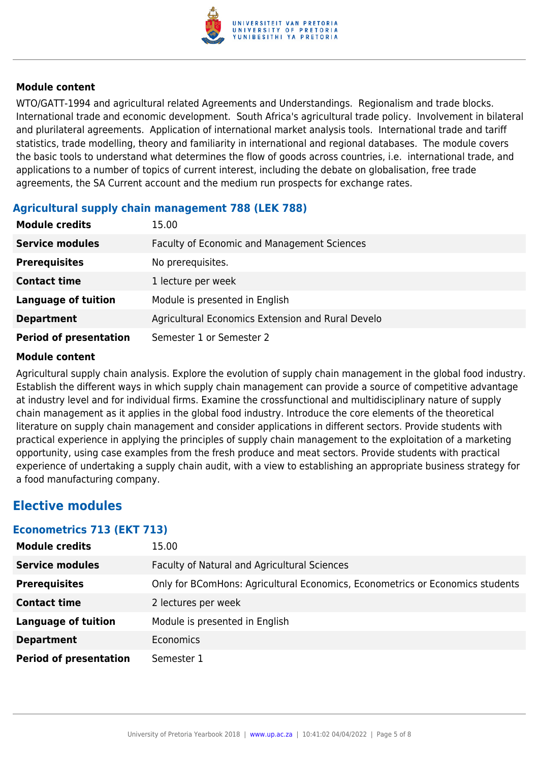**Module content**

WTO/GATT-1994 and agricultural related Agreements and Understandings. Regionalism and trade blocks. International trade and economic development. South Africa's agricultural trade policy. Involvement in bilateral and plurilateral agreements. Application of international market analysis tools. International trade and tariff statistics, trade modelling, theory and familiarity in international and regional databases. The module covers the basic tools to understand what determines the flow of goods across countries, i.e. international trade, and applications to a number of topics of current interest, including the debate on globalisation, free trade agreements, the SA Current account and the medium run prospects for exchange rates.

### Agricultural supply chain management 788 (LEK 788)

| | |
|---|---|
| **Module credits** | 15.00 |
| **Service modules** | Faculty of Economic and Management Sciences |
| **Prerequisites** | No prerequisites. |
| **Contact time** | 1 lecture per week |
| **Language of tuition** | Module is presented in English |
| **Department** | Agricultural Economics Extension and Rural Develo |
| **Period of presentation** | Semester 1 or Semester 2 |

**Module content**

Agricultural supply chain analysis. Explore the evolution of supply chain management in the global food industry. Establish the different ways in which supply chain management can provide a source of competitive advantage at industry level and for individual firms. Examine the crossfunctional and multidisciplinary nature of supply chain management as it applies in the global food industry. Introduce the core elements of the theoretical literature on supply chain management and consider applications in different sectors. Provide students with practical experience in applying the principles of supply chain management to the exploitation of a marketing opportunity, using case examples from the fresh produce and meat sectors. Provide students with practical experience of undertaking a supply chain audit, with a view to establishing an appropriate business strategy for a food manufacturing company.

## Elective modules

### Econometrics 713 (EKT 713)

| | |
|---|---|
| **Module credits** | 15.00 |
| **Service modules** | Faculty of Natural and Agricultural Sciences |
| **Prerequisites** | Only for BComHons: Agricultural Economics, Econometrics or Economics students |
| **Contact time** | 2 lectures per week |
| **Language of tuition** | Module is presented in English |
| **Department** | Economics |
| **Period of presentation** | Semester 1 |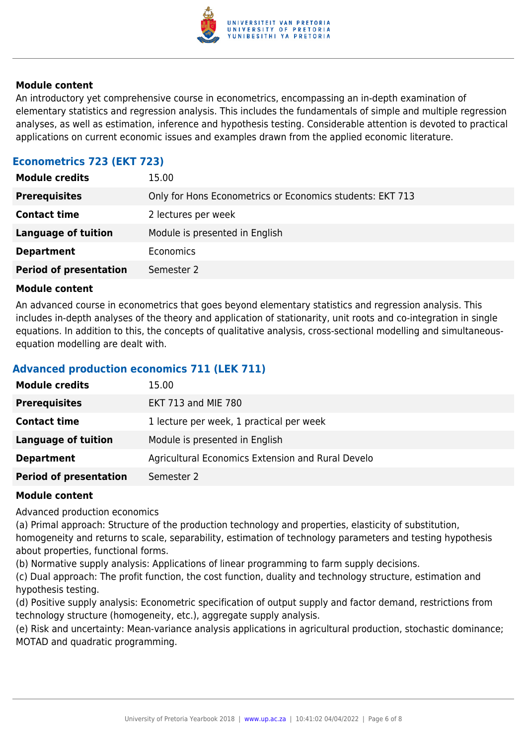**Module content**

An introductory yet comprehensive course in econometrics, encompassing an in-depth examination of elementary statistics and regression analysis. This includes the fundamentals of simple and multiple regression analyses, as well as estimation, inference and hypothesis testing. Considerable attention is devoted to practical applications on current economic issues and examples drawn from the applied economic literature.

### Econometrics 723 (EKT 723)

| | |
|---|---|
| **Module credits** | 15.00 |
| **Prerequisites** | Only for Hons Econometrics or Economics students: EKT 713 |
| **Contact time** | 2 lectures per week |
| **Language of tuition** | Module is presented in English |
| **Department** | Economics |
| **Period of presentation** | Semester 2 |

**Module content**

An advanced course in econometrics that goes beyond elementary statistics and regression analysis. This includes in-depth analyses of the theory and application of stationarity, unit roots and co-integration in single equations. In addition to this, the concepts of qualitative analysis, cross-sectional modelling and simultaneous-equation modelling are dealt with.

### Advanced production economics 711 (LEK 711)

| | |
|---|---|
| **Module credits** | 15.00 |
| **Prerequisites** | EKT 713 and MIE 780 |
| **Contact time** | 1 lecture per week, 1 practical per week |
| **Language of tuition** | Module is presented in English |
| **Department** | Agricultural Economics Extension and Rural Develo |
| **Period of presentation** | Semester 2 |

**Module content**

Advanced production economics

(a) Primal approach: Structure of the production technology and properties, elasticity of substitution, homogeneity and returns to scale, separability, estimation of technology parameters and testing hypothesis about properties, functional forms.

(b) Normative supply analysis: Applications of linear programming to farm supply decisions.

(c) Dual approach: The profit function, the cost function, duality and technology structure, estimation and hypothesis testing.

(d) Positive supply analysis: Econometric specification of output supply and factor demand, restrictions from technology structure (homogeneity, etc.), aggregate supply analysis.

(e) Risk and uncertainty: Mean-variance analysis applications in agricultural production, stochastic dominance; MOTAD and quadratic programming.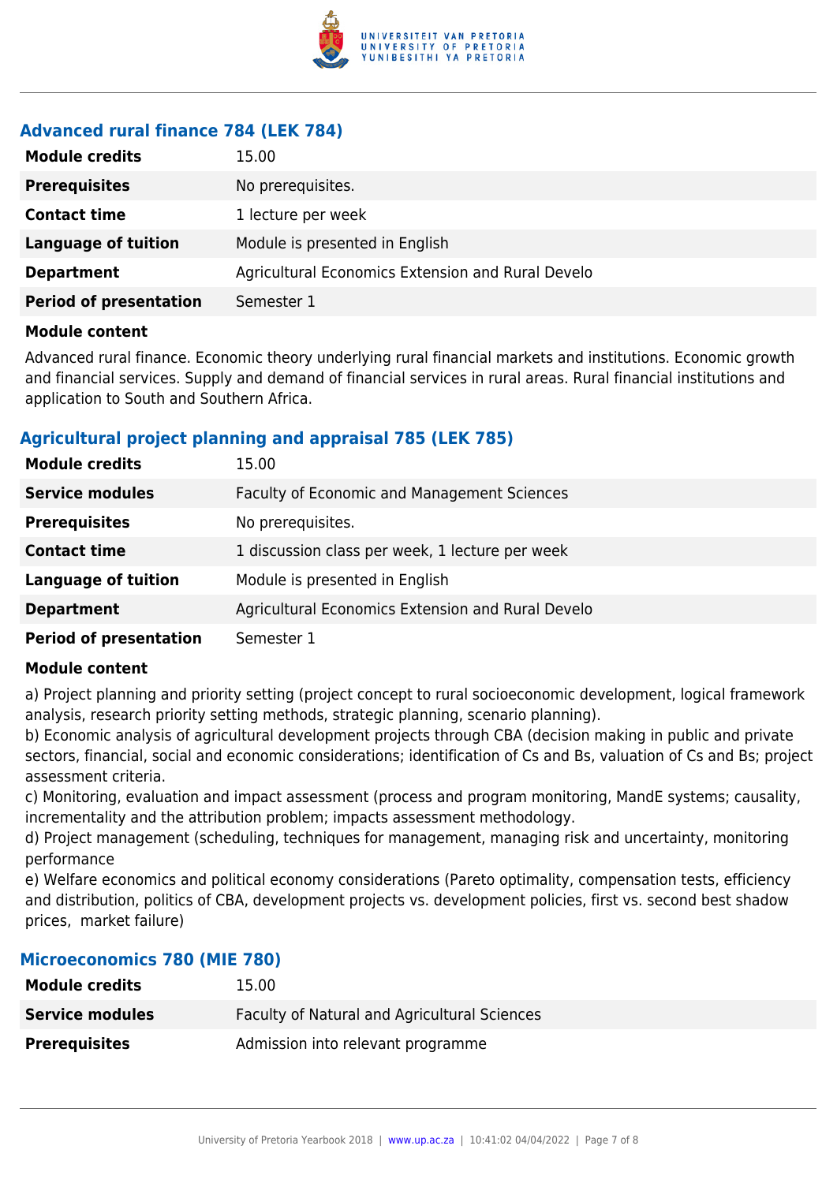### Advanced rural finance 784 (LEK 784)

| | |
|---|---|
| **Module credits** | 15.00 |
| **Prerequisites** | No prerequisites. |
| **Contact time** | 1 lecture per week |
| **Language of tuition** | Module is presented in English |
| **Department** | Agricultural Economics Extension and Rural Develo |
| **Period of presentation** | Semester 1 |

**Module content**

Advanced rural finance. Economic theory underlying rural financial markets and institutions. Economic growth and financial services. Supply and demand of financial services in rural areas. Rural financial institutions and application to South and Southern Africa.

### Agricultural project planning and appraisal 785 (LEK 785)

| | |
|---|---|
| **Module credits** | 15.00 |
| **Service modules** | Faculty of Economic and Management Sciences |
| **Prerequisites** | No prerequisites. |
| **Contact time** | 1 discussion class per week, 1 lecture per week |
| **Language of tuition** | Module is presented in English |
| **Department** | Agricultural Economics Extension and Rural Develo |
| **Period of presentation** | Semester 1 |

**Module content**

a) Project planning and priority setting (project concept to rural socioeconomic development, logical framework analysis, research priority setting methods, strategic planning, scenario planning).
b) Economic analysis of agricultural development projects through CBA (decision making in public and private sectors, financial, social and economic considerations; identification of Cs and Bs, valuation of Cs and Bs; project assessment criteria.
c) Monitoring, evaluation and impact assessment (process and program monitoring, MandE systems; causality, incrementality and the attribution problem; impacts assessment methodology.
d) Project management (scheduling, techniques for management, managing risk and uncertainty, monitoring performance
e) Welfare economics and political economy considerations (Pareto optimality, compensation tests, efficiency and distribution, politics of CBA, development projects vs. development policies, first vs. second best shadow prices, market failure)

### Microeconomics 780 (MIE 780)

| | |
|---|---|
| **Module credits** | 15.00 |
| **Service modules** | Faculty of Natural and Agricultural Sciences |
| **Prerequisites** | Admission into relevant programme |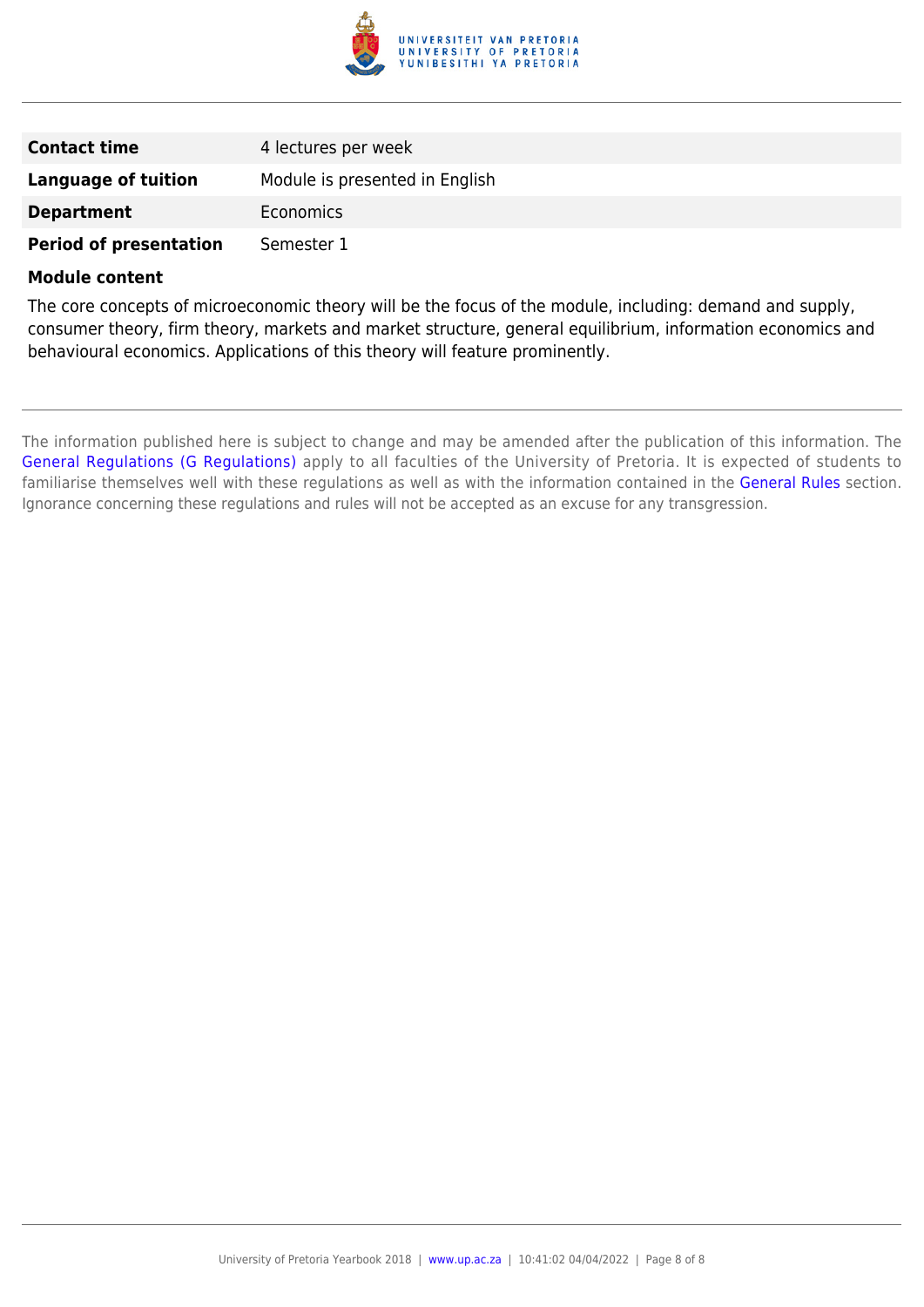| | |
|---|---|
| **Contact time** | 4 lectures per week |
| **Language of tuition** | Module is presented in English |
| **Department** | Economics |
| **Period of presentation** | Semester 1 |

**Module content**

The core concepts of microeconomic theory will be the focus of the module, including: demand and supply, consumer theory, firm theory, markets and market structure, general equilibrium, information economics and behavioural economics. Applications of this theory will feature prominently.

---

The information published here is subject to change and may be amended after the publication of this information. The General Regulations (G Regulations) apply to all faculties of the University of Pretoria. It is expected of students to familiarise themselves well with these regulations as well as with the information contained in the General Rules section. Ignorance concerning these regulations and rules will not be accepted as an excuse for any transgression.